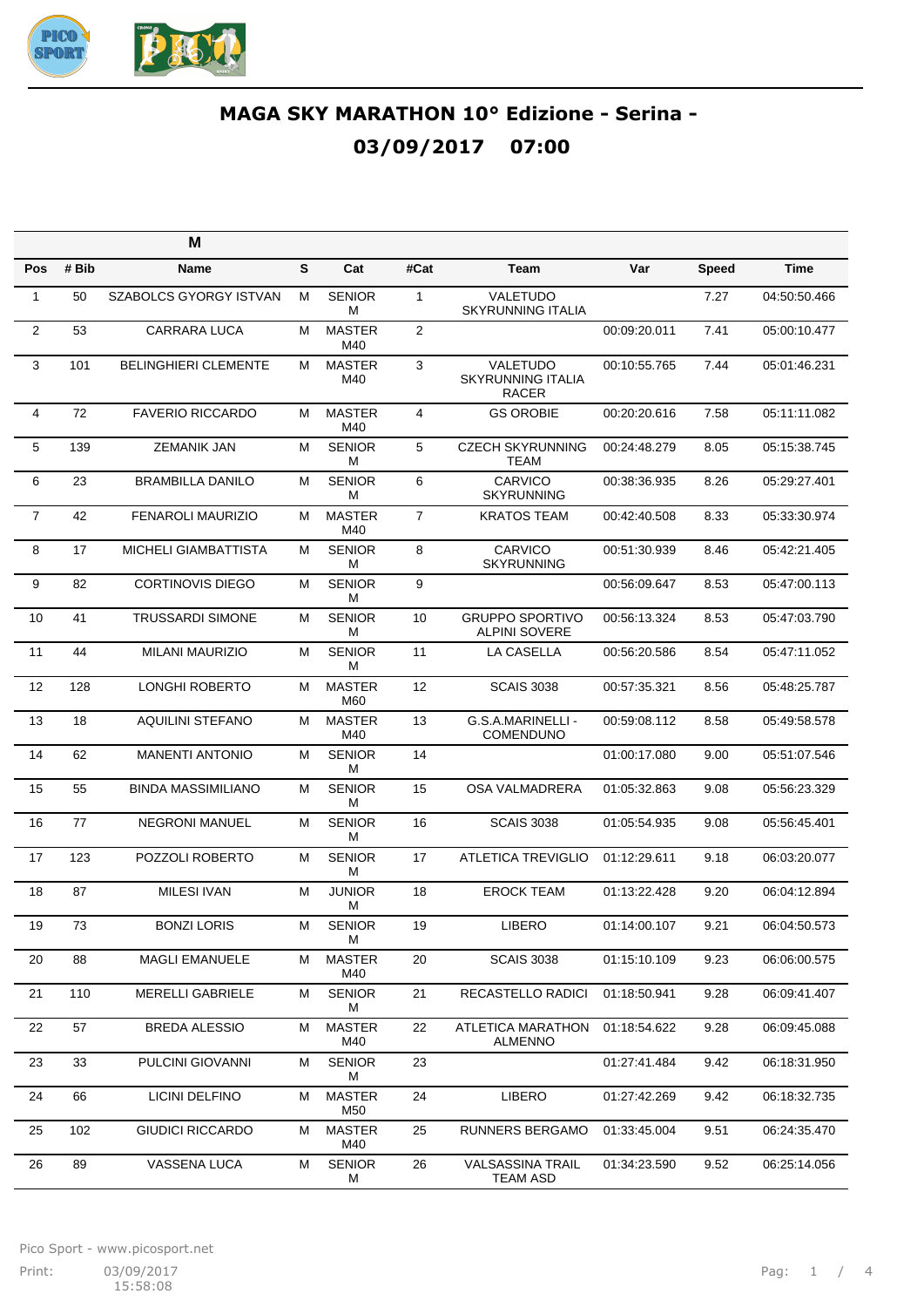# MAGA SKY MARATHON 10° Edizione - Serina - 03/09/2017 07:00

| Pos | # Bib | Name | S | Cat | #Cat | Team | Var | Speed | Time |
|---|---|---|---|---|---|---|---|---|---|
| | | **M** | | | | | | | |
| 1 | 50 | SZABOLCS GYORGY ISTVAN | M | SENIOR M | 1 | VALETUDO SKYRUNNING ITALIA | | 7.27 | 04:50:50.466 |
| 2 | 53 | CARRARA LUCA | M | MASTER M40 | 2 | | 00:09:20.011 | 7.41 | 05:00:10.477 |
| 3 | 101 | BELINGHIERI CLEMENTE | M | MASTER M40 | 3 | VALETUDO SKYRUNNING ITALIA RACER | 00:10:55.765 | 7.44 | 05:01:46.231 |
| 4 | 72 | FAVERIO RICCARDO | M | MASTER M40 | 4 | GS OROBIE | 00:20:20.616 | 7.58 | 05:11:11.082 |
| 5 | 139 | ZEMANIK JAN | M | SENIOR M | 5 | CZECH SKYRUNNING TEAM | 00:24:48.279 | 8.05 | 05:15:38.745 |
| 6 | 23 | BRAMBILLA DANILO | M | SENIOR M | 6 | CARVICO SKYRUNNING | 00:38:36.935 | 8.26 | 05:29:27.401 |
| 7 | 42 | FENAROLI MAURIZIO | M | MASTER M40 | 7 | KRATOS TEAM | 00:42:40.508 | 8.33 | 05:33:30.974 |
| 8 | 17 | MICHELI GIAMBATTISTA | M | SENIOR M | 8 | CARVICO SKYRUNNING | 00:51:30.939 | 8.46 | 05:42:21.405 |
| 9 | 82 | CORTINOVIS DIEGO | M | SENIOR M | 9 | | 00:56:09.647 | 8.53 | 05:47:00.113 |
| 10 | 41 | TRUSSARDI SIMONE | M | SENIOR M | 10 | GRUPPO SPORTIVO ALPINI SOVERE | 00:56:13.324 | 8.53 | 05:47:03.790 |
| 11 | 44 | MILANI MAURIZIO | M | SENIOR M | 11 | LA CASELLA | 00:56:20.586 | 8.54 | 05:47:11.052 |
| 12 | 128 | LONGHI ROBERTO | M | MASTER M60 | 12 | SCAIS 3038 | 00:57:35.321 | 8.56 | 05:48:25.787 |
| 13 | 18 | AQUILINI STEFANO | M | MASTER M40 | 13 | G.S.A.MARINELLI - COMENDUNO | 00:59:08.112 | 8.58 | 05:49:58.578 |
| 14 | 62 | MANENTI ANTONIO | M | SENIOR M | 14 | | 01:00:17.080 | 9.00 | 05:51:07.546 |
| 15 | 55 | BINDA MASSIMILIANO | M | SENIOR M | 15 | OSA VALMADRERA | 01:05:32.863 | 9.08 | 05:56:23.329 |
| 16 | 77 | NEGRONI MANUEL | M | SENIOR M | 16 | SCAIS 3038 | 01:05:54.935 | 9.08 | 05:56:45.401 |
| 17 | 123 | POZZOLI ROBERTO | M | SENIOR M | 17 | ATLETICA TREVIGLIO | 01:12:29.611 | 9.18 | 06:03:20.077 |
| 18 | 87 | MILESI IVAN | M | JUNIOR M | 18 | EROCK TEAM | 01:13:22.428 | 9.20 | 06:04:12.894 |
| 19 | 73 | BONZI LORIS | M | SENIOR M | 19 | LIBERO | 01:14:00.107 | 9.21 | 06:04:50.573 |
| 20 | 88 | MAGLI EMANUELE | M | MASTER M40 | 20 | SCAIS 3038 | 01:15:10.109 | 9.23 | 06:06:00.575 |
| 21 | 110 | MERELLI GABRIELE | M | SENIOR M | 21 | RECASTELLO RADICI | 01:18:50.941 | 9.28 | 06:09:41.407 |
| 22 | 57 | BREDA ALESSIO | M | MASTER M40 | 22 | ATLETICA MARATHON ALMENNO | 01:18:54.622 | 9.28 | 06:09:45.088 |
| 23 | 33 | PULCINI GIOVANNI | M | SENIOR M | 23 | | 01:27:41.484 | 9.42 | 06:18:31.950 |
| 24 | 66 | LICINI DELFINO | M | MASTER M50 | 24 | LIBERO | 01:27:42.269 | 9.42 | 06:18:32.735 |
| 25 | 102 | GIUDICI RICCARDO | M | MASTER M40 | 25 | RUNNERS BERGAMO | 01:33:45.004 | 9.51 | 06:24:35.470 |
| 26 | 89 | VASSENA LUCA | M | SENIOR M | 26 | VALSASSINA TRAIL TEAM ASD | 01:34:23.590 | 9.52 | 06:25:14.056 |

Pico Sport - www.picosport.net

Print: 03/09/2017 15:58:08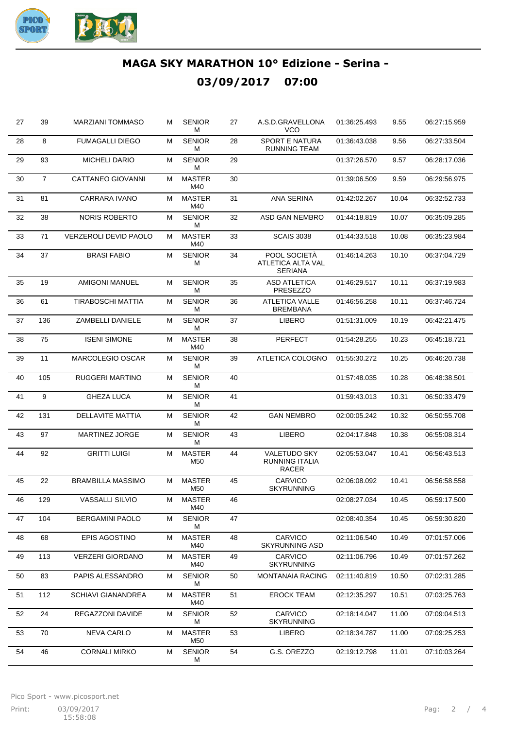# MAGA SKY MARATHON 10° Edizione - Serina -

## 03/09/2017 07:00

| | | | | | | | | | |
|---|---|---|---|---|---|---|---|---|---|
| 27 | 39 | MARZIANI TOMMASO | M | SENIOR M | 27 | A.S.D.GRAVELLONA VCO | 01:36:25.493 | 9.55 | 06:27:15.959 |
| 28 | 8 | FUMAGALLI DIEGO | M | SENIOR M | 28 | SPORT E NATURA RUNNING TEAM | 01:36:43.038 | 9.56 | 06:27:33.504 |
| 29 | 93 | MICHELI DARIO | M | SENIOR M | 29 | | 01:37:26.570 | 9.57 | 06:28:17.036 |
| 30 | 7 | CATTANEO GIOVANNI | M | MASTER M40 | 30 | | 01:39:06.509 | 9.59 | 06:29:56.975 |
| 31 | 81 | CARRARA IVANO | M | MASTER M40 | 31 | ANA SERINA | 01:42:02.267 | 10.04 | 06:32:52.733 |
| 32 | 38 | NORIS ROBERTO | M | SENIOR M | 32 | ASD GAN NEMBRO | 01:44:18.819 | 10.07 | 06:35:09.285 |
| 33 | 71 | VERZEROLI DEVID PAOLO | M | MASTER M40 | 33 | SCAIS 3038 | 01:44:33.518 | 10.08 | 06:35:23.984 |
| 34 | 37 | BRASI FABIO | M | SENIOR M | 34 | POOL SOCIETÀ ATLETICA ALTA VAL SERIANA | 01:46:14.263 | 10.10 | 06:37:04.729 |
| 35 | 19 | AMIGONI MANUEL | M | SENIOR M | 35 | ASD ATLETICA PRESEZZO | 01:46:29.517 | 10.11 | 06:37:19.983 |
| 36 | 61 | TIRABOSCHI MATTIA | M | SENIOR M | 36 | ATLETICA VALLE BREMBANA | 01:46:56.258 | 10.11 | 06:37:46.724 |
| 37 | 136 | ZAMBELLI DANIELE | M | SENIOR M | 37 | LIBERO | 01:51:31.009 | 10.19 | 06:42:21.475 |
| 38 | 75 | ISENI SIMONE | M | MASTER M40 | 38 | PERFECT | 01:54:28.255 | 10.23 | 06:45:18.721 |
| 39 | 11 | MARCOLEGIO OSCAR | M | SENIOR M | 39 | ATLETICA COLOGNO | 01:55:30.272 | 10.25 | 06:46:20.738 |
| 40 | 105 | RUGGERI MARTINO | M | SENIOR M | 40 | | 01:57:48.035 | 10.28 | 06:48:38.501 |
| 41 | 9 | GHEZA LUCA | M | SENIOR M | 41 | | 01:59:43.013 | 10.31 | 06:50:33.479 |
| 42 | 131 | DELLAVITE MATTIA | M | SENIOR M | 42 | GAN NEMBRO | 02:00:05.242 | 10.32 | 06:50:55.708 |
| 43 | 97 | MARTINEZ JORGE | M | SENIOR M | 43 | LIBERO | 02:04:17.848 | 10.38 | 06:55:08.314 |
| 44 | 92 | GRITTI LUIGI | M | MASTER M50 | 44 | VALETUDO SKY RUNNING ITALIA RACER | 02:05:53.047 | 10.41 | 06:56:43.513 |
| 45 | 22 | BRAMBILLA MASSIMO | M | MASTER M50 | 45 | CARVICO SKYRUNNING | 02:06:08.092 | 10.41 | 06:56:58.558 |
| 46 | 129 | VASSALLI SILVIO | M | MASTER M40 | 46 | | 02:08:27.034 | 10.45 | 06:59:17.500 |
| 47 | 104 | BERGAMINI PAOLO | M | SENIOR M | 47 | | 02:08:40.354 | 10.45 | 06:59:30.820 |
| 48 | 68 | EPIS AGOSTINO | M | MASTER M40 | 48 | CARVICO SKYRUNNING ASD | 02:11:06.540 | 10.49 | 07:01:57.006 |
| 49 | 113 | VERZERI GIORDANO | M | MASTER M40 | 49 | CARVICO SKYRUNNING | 02:11:06.796 | 10.49 | 07:01:57.262 |
| 50 | 83 | PAPIS ALESSANDRO | M | SENIOR M | 50 | MONTANAIA RACING | 02:11:40.819 | 10.50 | 07:02:31.285 |
| 51 | 112 | SCHIAVI GIANANDREA | M | MASTER M40 | 51 | EROCK TEAM | 02:12:35.297 | 10.51 | 07:03:25.763 |
| 52 | 24 | REGAZZONI DAVIDE | M | SENIOR M | 52 | CARVICO SKYRUNNING | 02:18:14.047 | 11.00 | 07:09:04.513 |
| 53 | 70 | NEVA CARLO | M | MASTER M50 | 53 | LIBERO | 02:18:34.787 | 11.00 | 07:09:25.253 |
| 54 | 46 | CORNALI MIRKO | M | SENIOR M | 54 | G.S. OREZZO | 02:19:12.798 | 11.01 | 07:10:03.264 |

Pico Sport - www.picosport.net

Print: 03/09/2017 15:58:08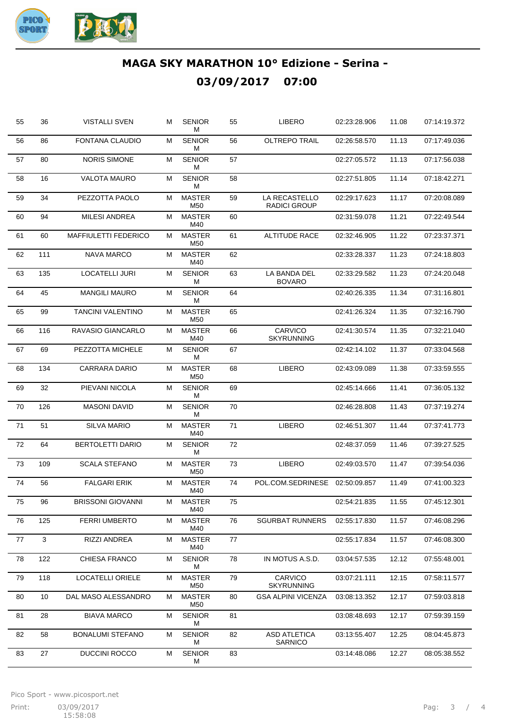# MAGA SKY MARATHON 10° Edizione - Serina -

## 03/09/2017 07:00

| | | | | | | | | | |
|---|---|---|---|---|---|---|---|---|---|
| 55 | 36 | VISTALLI SVEN | M | SENIOR M | 55 | LIBERO | 02:23:28.906 | 11.08 | 07:14:19.372 |
| 56 | 86 | FONTANA CLAUDIO | M | SENIOR M | 56 | OLTREPO TRAIL | 02:26:58.570 | 11.13 | 07:17:49.036 |
| 57 | 80 | NORIS SIMONE | M | SENIOR M | 57 | | 02:27:05.572 | 11.13 | 07:17:56.038 |
| 58 | 16 | VALOTA MAURO | M | SENIOR M | 58 | | 02:27:51.805 | 11.14 | 07:18:42.271 |
| 59 | 34 | PEZZOTTA PAOLO | M | MASTER M50 | 59 | LA RECASTELLO RADICI GROUP | 02:29:17.623 | 11.17 | 07:20:08.089 |
| 60 | 94 | MILESI ANDREA | M | MASTER M40 | 60 | | 02:31:59.078 | 11.21 | 07:22:49.544 |
| 61 | 60 | MAFFIULETTI FEDERICO | M | MASTER M50 | 61 | ALTITUDE RACE | 02:32:46.905 | 11.22 | 07:23:37.371 |
| 62 | 111 | NAVA MARCO | M | MASTER M40 | 62 | | 02:33:28.337 | 11.23 | 07:24:18.803 |
| 63 | 135 | LOCATELLI JURI | M | SENIOR M | 63 | LA BANDA DEL BOVARO | 02:33:29.582 | 11.23 | 07:24:20.048 |
| 64 | 45 | MANGILI MAURO | M | SENIOR M | 64 | | 02:40:26.335 | 11.34 | 07:31:16.801 |
| 65 | 99 | TANCINI VALENTINO | M | MASTER M50 | 65 | | 02:41:26.324 | 11.35 | 07:32:16.790 |
| 66 | 116 | RAVASIO GIANCARLO | M | MASTER M40 | 66 | CARVICO SKYRUNNING | 02:41:30.574 | 11.35 | 07:32:21.040 |
| 67 | 69 | PEZZOTTA MICHELE | M | SENIOR M | 67 | | 02:42:14.102 | 11.37 | 07:33:04.568 |
| 68 | 134 | CARRARA DARIO | M | MASTER M50 | 68 | LIBERO | 02:43:09.089 | 11.38 | 07:33:59.555 |
| 69 | 32 | PIEVANI NICOLA | M | SENIOR M | 69 | | 02:45:14.666 | 11.41 | 07:36:05.132 |
| 70 | 126 | MASONI DAVID | M | SENIOR M | 70 | | 02:46:28.808 | 11.43 | 07:37:19.274 |
| 71 | 51 | SILVA MARIO | M | MASTER M40 | 71 | LIBERO | 02:46:51.307 | 11.44 | 07:37:41.773 |
| 72 | 64 | BERTOLETTI DARIO | M | SENIOR M | 72 | | 02:48:37.059 | 11.46 | 07:39:27.525 |
| 73 | 109 | SCALA STEFANO | M | MASTER M50 | 73 | LIBERO | 02:49:03.570 | 11.47 | 07:39:54.036 |
| 74 | 56 | FALGARI ERIK | M | MASTER M40 | 74 | POL.COM.SEDRINESE | 02:50:09.857 | 11.49 | 07:41:00.323 |
| 75 | 96 | BRISSONI GIOVANNI | M | MASTER M40 | 75 | | 02:54:21.835 | 11.55 | 07:45:12.301 |
| 76 | 125 | FERRI UMBERTO | M | MASTER M40 | 76 | SGURBAT RUNNERS | 02:55:17.830 | 11.57 | 07:46:08.296 |
| 77 | 3 | RIZZI ANDREA | M | MASTER M40 | 77 | | 02:55:17.834 | 11.57 | 07:46:08.300 |
| 78 | 122 | CHIESA FRANCO | M | SENIOR M | 78 | IN MOTUS A.S.D. | 03:04:57.535 | 12.12 | 07:55:48.001 |
| 79 | 118 | LOCATELLI ORIELE | M | MASTER M50 | 79 | CARVICO SKYRUNNING | 03:07:21.111 | 12.15 | 07:58:11.577 |
| 80 | 10 | DAL MASO ALESSANDRO | M | MASTER M50 | 80 | GSA ALPINI VICENZA | 03:08:13.352 | 12.17 | 07:59:03.818 |
| 81 | 28 | BIAVA MARCO | M | SENIOR M | 81 | | 03:08:48.693 | 12.17 | 07:59:39.159 |
| 82 | 58 | BONALUMI STEFANO | M | SENIOR M | 82 | ASD ATLETICA SARNICO | 03:13:55.407 | 12.25 | 08:04:45.873 |
| 83 | 27 | DUCCINI ROCCO | M | SENIOR M | 83 | | 03:14:48.086 | 12.27 | 08:05:38.552 |

Pico Sport - www.picosport.net

Print: 03/09/2017 15:58:08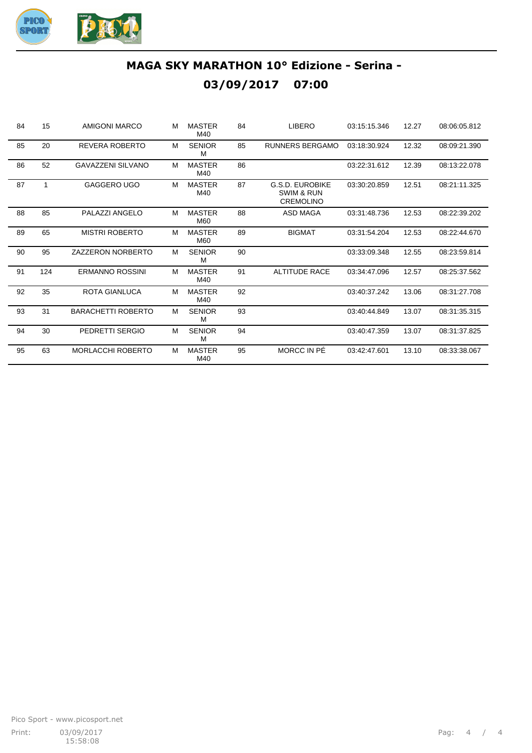## MAGA SKY MARATHON 10° Edizione - Serina -

## 03/09/2017 07:00

| | | | | | | | | | |
|---|---|---|---|---|---|---|---|---|---|
| 84 | 15 | AMIGONI MARCO | M | MASTER M40 | 84 | LIBERO | 03:15:15.346 | 12.27 | 08:06:05.812 |
| 85 | 20 | REVERA ROBERTO | M | SENIOR M | 85 | RUNNERS BERGAMO | 03:18:30.924 | 12.32 | 08:09:21.390 |
| 86 | 52 | GAVAZZENI SILVANO | M | MASTER M40 | 86 | | 03:22:31.612 | 12.39 | 08:13:22.078 |
| 87 | 1 | GAGGERO UGO | M | MASTER M40 | 87 | G.S.D. EUROBIKE SWIM & RUN CREMOLINO | 03:30:20.859 | 12.51 | 08:21:11.325 |
| 88 | 85 | PALAZZI ANGELO | M | MASTER M60 | 88 | ASD MAGA | 03:31:48.736 | 12.53 | 08:22:39.202 |
| 89 | 65 | MISTRI ROBERTO | M | MASTER M60 | 89 | BIGMAT | 03:31:54.204 | 12.53 | 08:22:44.670 |
| 90 | 95 | ZAZZERON NORBERTO | M | SENIOR M | 90 | | 03:33:09.348 | 12.55 | 08:23:59.814 |
| 91 | 124 | ERMANNO ROSSINI | M | MASTER M40 | 91 | ALTITUDE RACE | 03:34:47.096 | 12.57 | 08:25:37.562 |
| 92 | 35 | ROTA GIANLUCA | M | MASTER M40 | 92 | | 03:40:37.242 | 13.06 | 08:31:27.708 |
| 93 | 31 | BARACHETTI ROBERTO | M | SENIOR M | 93 | | 03:40:44.849 | 13.07 | 08:31:35.315 |
| 94 | 30 | PEDRETTI SERGIO | M | SENIOR M | 94 | | 03:40:47.359 | 13.07 | 08:31:37.825 |
| 95 | 63 | MORLACCHI ROBERTO | M | MASTER M40 | 95 | MORCC IN PÉ | 03:42:47.601 | 13.10 | 08:33:38.067 |

Pico Sport - www.picosport.net

Print: 03/09/2017 15:58:08